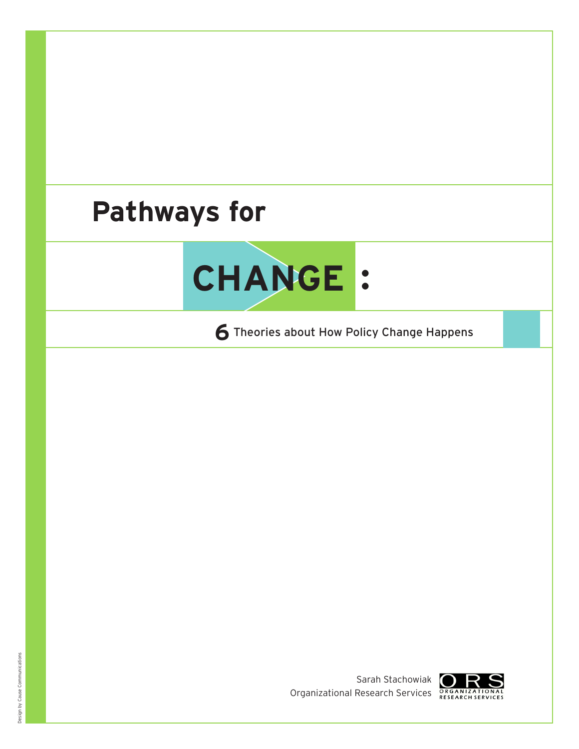# Pathways for CHANGE:

## 6 Theories about How Policy Change Happens

Sarah Stachowiak
Organizational Research Services

ORS ORGANIZATIONAL RESEARCH SERVICES

Design by Cause Communications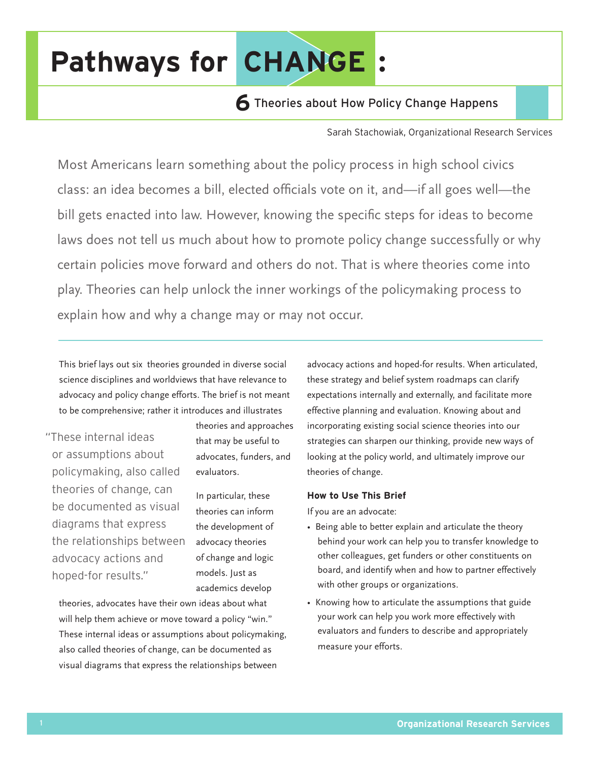# Pathways for CHANGE:

## 6 Theories about How Policy Change Happens

Sarah Stachowiak, Organizational Research Services

Most Americans learn something about the policy process in high school civics class: an idea becomes a bill, elected officials vote on it, and—if all goes well—the bill gets enacted into law. However, knowing the specific steps for ideas to become laws does not tell us much about how to promote policy change successfully or why certain policies move forward and others do not. That is where theories come into play. Theories can help unlock the inner workings of the policymaking process to explain how and why a change may or may not occur.

---

This brief lays out six theories grounded in diverse social science disciplines and worldviews that have relevance to advocacy and policy change efforts. The brief is not meant to be comprehensive; rather it introduces and illustrates theories and approaches that may be useful to advocates, funders, and evaluators.

> "These internal ideas or assumptions about policymaking, also called theories of change, can be documented as visual diagrams that express the relationships between advocacy actions and hoped-for results."

In particular, these theories can inform the development of advocacy theories of change and logic models. Just as academics develop theories, advocates have their own ideas about what will help them achieve or move toward a policy "win." These internal ideas or assumptions about policymaking, also called theories of change, can be documented as visual diagrams that express the relationships between advocacy actions and hoped-for results. When articulated, these strategy and belief system roadmaps can clarify expectations internally and externally, and facilitate more effective planning and evaluation. Knowing about and incorporating existing social science theories into our strategies can sharpen our thinking, provide new ways of looking at the policy world, and ultimately improve our theories of change.

**How to Use This Brief**

If you are an advocate:

- Being able to better explain and articulate the theory behind your work can help you to transfer knowledge to other colleagues, get funders or other constituents on board, and identify when and how to partner effectively with other groups or organizations.
- Knowing how to articulate the assumptions that guide your work can help you work more effectively with evaluators and funders to describe and appropriately measure your efforts.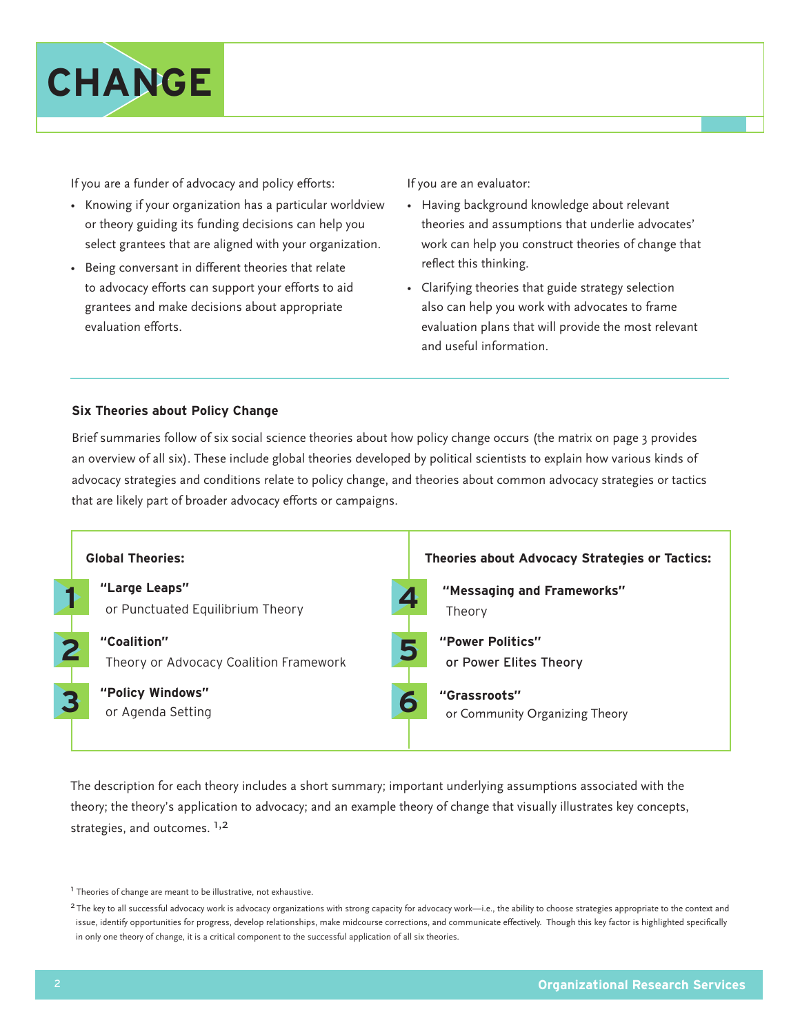# CHANGE

If you are a funder of advocacy and policy efforts:

- Knowing if your organization has a particular worldview or theory guiding its funding decisions can help you select grantees that are aligned with your organization.
- Being conversant in different theories that relate to advocacy efforts can support your efforts to aid grantees and make decisions about appropriate evaluation efforts.

If you are an evaluator:

- Having background knowledge about relevant theories and assumptions that underlie advocates' work can help you construct theories of change that reflect this thinking.
- Clarifying theories that guide strategy selection also can help you work with advocates to frame evaluation plans that will provide the most relevant and useful information.

### Six Theories about Policy Change

Brief summaries follow of six social science theories about how policy change occurs (the matrix on page 3 provides an overview of all six). These include global theories developed by political scientists to explain how various kinds of advocacy strategies and conditions relate to policy change, and theories about common advocacy strategies or tactics that are likely part of broader advocacy efforts or campaigns.

**Global Theories:**

1. **"Large Leaps"** or Punctuated Equilibrium Theory
2. **"Coalition"** Theory or Advocacy Coalition Framework
3. **"Policy Windows"** or Agenda Setting

**Theories about Advocacy Strategies or Tactics:**

4. **"Messaging and Frameworks"** Theory
5. **"Power Politics"** or Power Elites Theory
6. **"Grassroots"** or Community Organizing Theory

The description for each theory includes a short summary; important underlying assumptions associated with the theory; the theory's application to advocacy; and an example theory of change that visually illustrates key concepts, strategies, and outcomes. [1,2]

[1] Theories of change are meant to be illustrative, not exhaustive.

[2] The key to all successful advocacy work is advocacy organizations with strong capacity for advocacy work—i.e., the ability to choose strategies appropriate to the context and issue, identify opportunities for progress, develop relationships, make midcourse corrections, and communicate effectively. Though this key factor is highlighted specifically in only one theory of change, it is a critical component to the successful application of all six theories.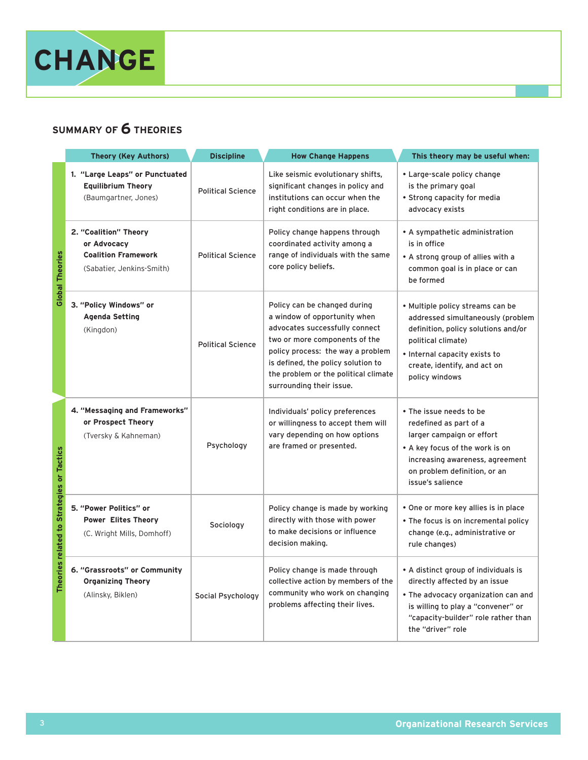# CHANGE

## SUMMARY OF 6 THEORIES

| | Theory (Key Authors) | Discipline | How Change Happens | This theory may be useful when: |
|---|---|---|---|---|
| Global Theories | 1. **"Large Leaps" or Punctuated Equilibrium Theory** (Baumgartner, Jones) | Political Science | Like seismic evolutionary shifts, significant changes in policy and institutions can occur when the right conditions are in place. | • Large-scale policy change is the primary goal<br>• Strong capacity for media advocacy exists |
| Global Theories | 2. **"Coalition" Theory or Advocacy Coalition Framework** (Sabatier, Jenkins-Smith) | Political Science | Policy change happens through coordinated activity among a range of individuals with the same core policy beliefs. | • A sympathetic administration is in office<br>• A strong group of allies with a common goal is in place or can be formed |
| Global Theories | 3. **"Policy Windows" or Agenda Setting** (Kingdon) | Political Science | Policy can be changed during a window of opportunity when advocates successfully connect two or more components of the policy process: the way a problem is defined, the policy solution to the problem or the political climate surrounding their issue. | • Multiple policy streams can be addressed simultaneously (problem definition, policy solutions and/or political climate)<br>• Internal capacity exists to create, identify, and act on policy windows |
| Theories related to Strategies or Tactics | 4. **"Messaging and Frameworks" or Prospect Theory** (Tversky & Kahneman) | Psychology | Individuals' policy preferences or willingness to accept them will vary depending on how options are framed or presented. | • The issue needs to be redefined as part of a larger campaign or effort<br>• A key focus of the work is on increasing awareness, agreement on problem definition, or an issue's salience |
| Theories related to Strategies or Tactics | 5. **"Power Politics" or Power Elites Theory** (C. Wright Mills, Domhoff) | Sociology | Policy change is made by working directly with those with power to make decisions or influence decision making. | • One or more key allies is in place<br>• The focus is on incremental policy change (e.g., administrative or rule changes) |
| Theories related to Strategies or Tactics | 6. **"Grassroots" or Community Organizing Theory** (Alinsky, Biklen) | Social Psychology | Policy change is made through collective action by members of the community who work on changing problems affecting their lives. | • A distinct group of individuals is directly affected by an issue<br>• The advocacy organization can and is willing to play a "convener" or "capacity-builder" role rather than the "driver" role |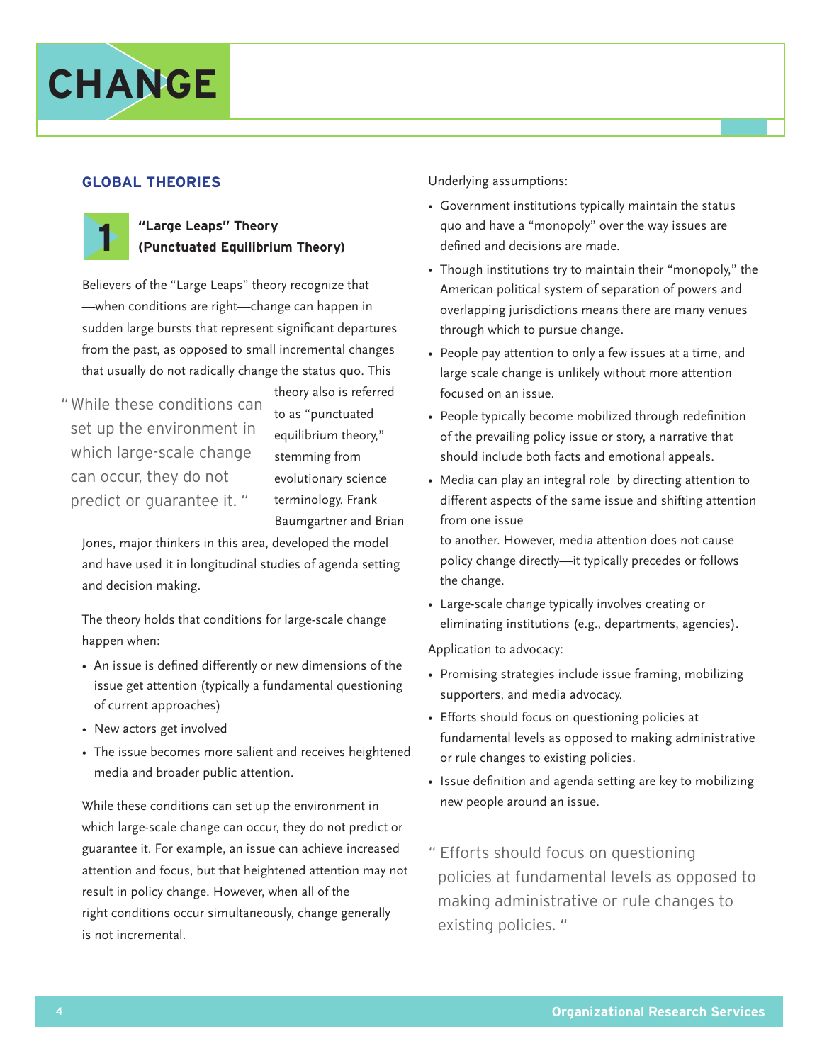# CHANGE

## GLOBAL THEORIES

### 1 "Large Leaps" Theory (Punctuated Equilibrium Theory)

Believers of the "Large Leaps" theory recognize that —when conditions are right—change can happen in sudden large bursts that represent significant departures from the past, as opposed to small incremental changes that usually do not radically change the status quo. This theory also is referred to as "punctuated equilibrium theory," stemming from evolutionary science terminology. Frank Baumgartner and Brian Jones, major thinkers in this area, developed the model and have used it in longitudinal studies of agenda setting and decision making.

> "While these conditions can set up the environment in which large-scale change can occur, they do not predict or guarantee it."

The theory holds that conditions for large-scale change happen when:

- An issue is defined differently or new dimensions of the issue get attention (typically a fundamental questioning of current approaches)
- New actors get involved
- The issue becomes more salient and receives heightened media and broader public attention.

While these conditions can set up the environment in which large-scale change can occur, they do not predict or guarantee it. For example, an issue can achieve increased attention and focus, but that heightened attention may not result in policy change. However, when all of the right conditions occur simultaneously, change generally is not incremental.

Underlying assumptions:

- Government institutions typically maintain the status quo and have a "monopoly" over the way issues are defined and decisions are made.
- Though institutions try to maintain their "monopoly," the American political system of separation of powers and overlapping jurisdictions means there are many venues through which to pursue change.
- People pay attention to only a few issues at a time, and large scale change is unlikely without more attention focused on an issue.
- People typically become mobilized through redefinition of the prevailing policy issue or story, a narrative that should include both facts and emotional appeals.
- Media can play an integral role by directing attention to different aspects of the same issue and shifting attention from one issue to another. However, media attention does not cause policy change directly—it typically precedes or follows the change.
- Large-scale change typically involves creating or eliminating institutions (e.g., departments, agencies).

Application to advocacy:

- Promising strategies include issue framing, mobilizing supporters, and media advocacy.
- Efforts should focus on questioning policies at fundamental levels as opposed to making administrative or rule changes to existing policies.
- Issue definition and agenda setting are key to mobilizing new people around an issue.

> "Efforts should focus on questioning policies at fundamental levels as opposed to making administrative or rule changes to existing policies."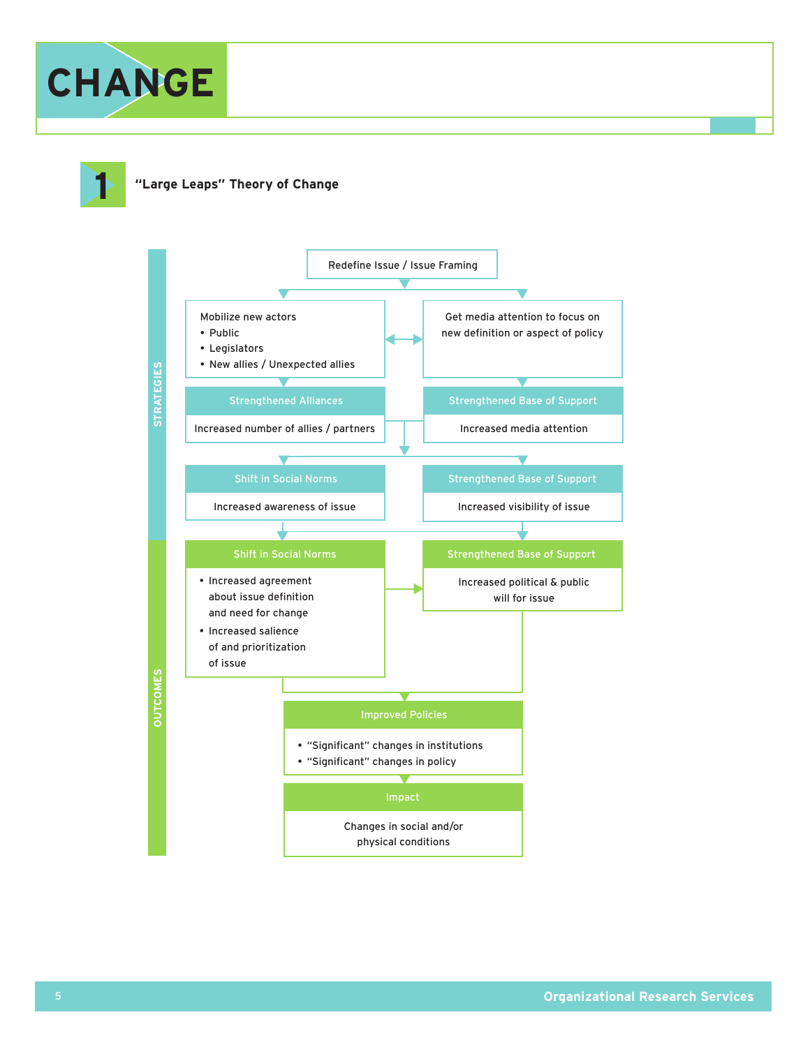# CHANGE

## 1 "Large Leaps" Theory of Change

**STRATEGIES**

Redefine Issue / Issue Framing

Mobilize new actors
- Public
- Legislators
- New allies / Unexpected allies

Get media attention to focus on new definition or aspect of policy

**Strengthened Alliances**

Increased number of allies / partners

**Strengthened Base of Support**

Increased media attention

**Shift in Social Norms**

Increased awareness of issue

**Strengthened Base of Support**

Increased visibility of issue

**OUTCOMES**

**Shift in Social Norms**

- Increased agreement about issue definition and need for change
- Increased salience of and prioritization of issue

**Strengthened Base of Support**

Increased political & public will for issue

**Improved Policies**

- "Significant" changes in institutions
- "Significant" changes in policy

**Impact**

Changes in social and/or physical conditions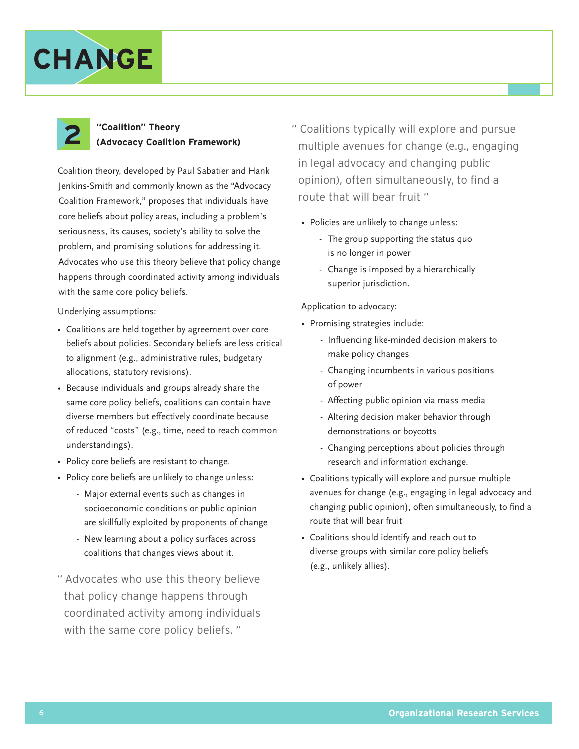# CHANGE

## 2 "Coalition" Theory (Advocacy Coalition Framework)

Coalition theory, developed by Paul Sabatier and Hank Jenkins-Smith and commonly known as the "Advocacy Coalition Framework," proposes that individuals have core beliefs about policy areas, including a problem's seriousness, its causes, society's ability to solve the problem, and promising solutions for addressing it. Advocates who use this theory believe that policy change happens through coordinated activity among individuals with the same core policy beliefs.

Underlying assumptions:

- Coalitions are held together by agreement over core beliefs about policies. Secondary beliefs are less critical to alignment (e.g., administrative rules, budgetary allocations, statutory revisions).
- Because individuals and groups already share the same core policy beliefs, coalitions can contain have diverse members but effectively coordinate because of reduced "costs" (e.g., time, need to reach common understandings).
- Policy core beliefs are resistant to change.
- Policy core beliefs are unlikely to change unless:
  - Major external events such as changes in socioeconomic conditions or public opinion are skillfully exploited by proponents of change
  - New learning about a policy surfaces across coalitions that changes views about it.

> " Advocates who use this theory believe that policy change happens through coordinated activity among individuals with the same core policy beliefs. "

> " Coalitions typically will explore and pursue multiple avenues for change (e.g., engaging in legal advocacy and changing public opinion), often simultaneously, to find a route that will bear fruit "

- Policies are unlikely to change unless:
  - The group supporting the status quo is no longer in power
  - Change is imposed by a hierarchically superior jurisdiction.

Application to advocacy:

- Promising strategies include:
  - Influencing like-minded decision makers to make policy changes
  - Changing incumbents in various positions of power
  - Affecting public opinion via mass media
  - Altering decision maker behavior through demonstrations or boycotts
  - Changing perceptions about policies through research and information exchange.
- Coalitions typically will explore and pursue multiple avenues for change (e.g., engaging in legal advocacy and changing public opinion), often simultaneously, to find a route that will bear fruit
- Coalitions should identify and reach out to diverse groups with similar core policy beliefs (e.g., unlikely allies).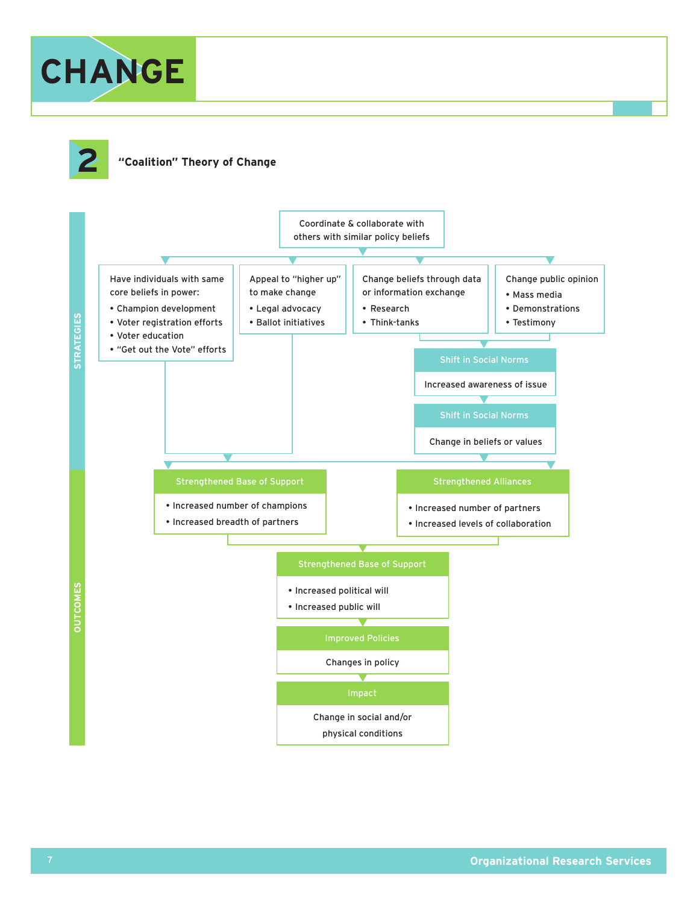# CHANGE

## 2 "Coalition" Theory of Change

**STRATEGIES**

Coordinate & collaborate with others with similar policy beliefs

Have individuals with same core beliefs in power:
- Champion development
- Voter registration efforts
- Voter education
- "Get out the Vote" efforts

Appeal to "higher up" to make change
- Legal advocacy
- Ballot initiatives

Change beliefs through data or information exchange
- Research
- Think-tanks

Change public opinion
- Mass media
- Demonstrations
- Testimony

**Shift in Social Norms**

Increased awareness of issue

**Shift in Social Norms**

Change in beliefs or values

**OUTCOMES**

**Strengthened Base of Support**
- Increased number of champions
- Increased breadth of partners

**Strengthened Alliances**
- Increased number of partners
- Increased levels of collaboration

**Strengthened Base of Support**
- Increased political will
- Increased public will

**Improved Policies**

Changes in policy

**Impact**

Change in social and/or physical conditions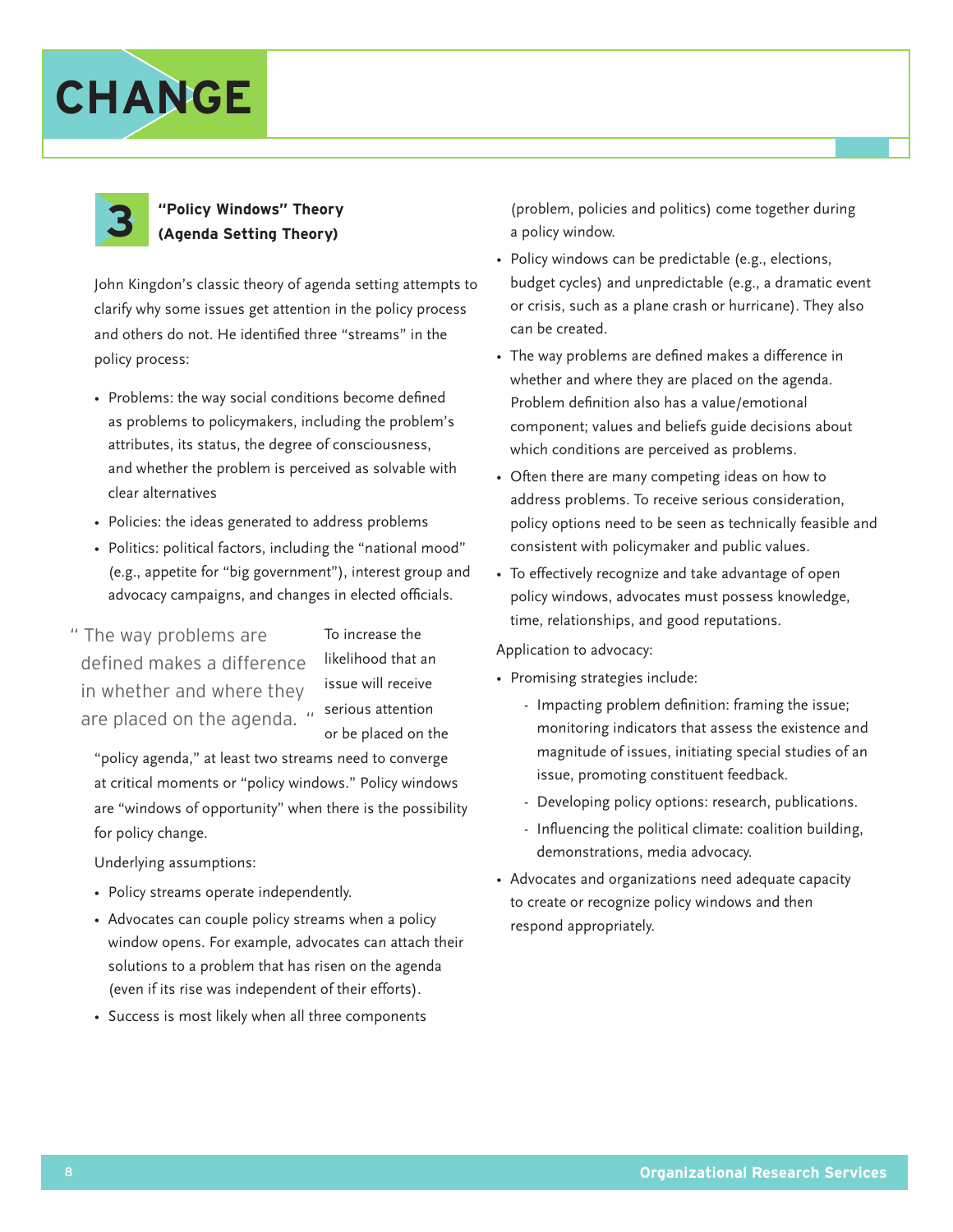# CHANGE

## 3 "Policy Windows" Theory (Agenda Setting Theory)

John Kingdon's classic theory of agenda setting attempts to clarify why some issues get attention in the policy process and others do not. He identified three "streams" in the policy process:

- Problems: the way social conditions become defined as problems to policymakers, including the problem's attributes, its status, the degree of consciousness, and whether the problem is perceived as solvable with clear alternatives
- Policies: the ideas generated to address problems
- Politics: political factors, including the "national mood" (e.g., appetite for "big government"), interest group and advocacy campaigns, and changes in elected officials.

> "The way problems are defined makes a difference in whether and where they are placed on the agenda."

To increase the likelihood that an issue will receive serious attention or be placed on the "policy agenda," at least two streams need to converge at critical moments or "policy windows." Policy windows are "windows of opportunity" when there is the possibility for policy change.

Underlying assumptions:

- Policy streams operate independently.
- Advocates can couple policy streams when a policy window opens. For example, advocates can attach their solutions to a problem that has risen on the agenda (even if its rise was independent of their efforts).
- Success is most likely when all three components (problem, policies and politics) come together during a policy window.
- Policy windows can be predictable (e.g., elections, budget cycles) and unpredictable (e.g., a dramatic event or crisis, such as a plane crash or hurricane). They also can be created.
- The way problems are defined makes a difference in whether and where they are placed on the agenda. Problem definition also has a value/emotional component; values and beliefs guide decisions about which conditions are perceived as problems.
- Often there are many competing ideas on how to address problems. To receive serious consideration, policy options need to be seen as technically feasible and consistent with policymaker and public values.
- To effectively recognize and take advantage of open policy windows, advocates must possess knowledge, time, relationships, and good reputations.

Application to advocacy:

- Promising strategies include:
  - Impacting problem definition: framing the issue; monitoring indicators that assess the existence and magnitude of issues, initiating special studies of an issue, promoting constituent feedback.
  - Developing policy options: research, publications.
  - Influencing the political climate: coalition building, demonstrations, media advocacy.
- Advocates and organizations need adequate capacity to create or recognize policy windows and then respond appropriately.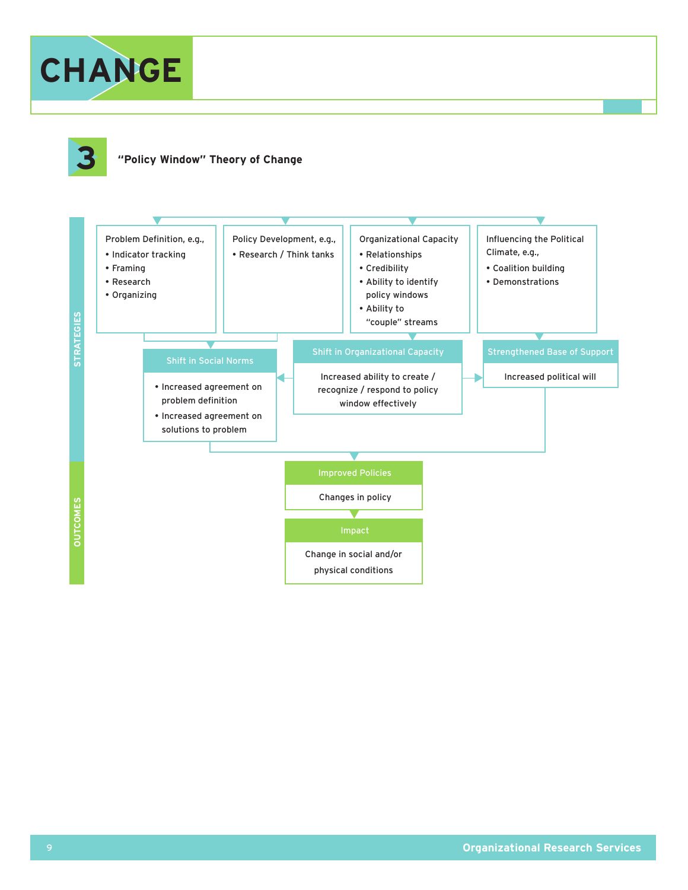# CHANGE

## 3 "Policy Window" Theory of Change

**STRATEGIES**

Problem Definition, e.g.,
- Indicator tracking
- Framing
- Research
- Organizing

Policy Development, e.g.,
- Research / Think tanks

Organizational Capacity
- Relationships
- Credibility
- Ability to identify policy windows
- Ability to "couple" streams

Influencing the Political Climate, e.g.,
- Coalition building
- Demonstrations

**Shift in Social Norms**
- Increased agreement on problem definition
- Increased agreement on solutions to problem

**Shift in Organizational Capacity**

Increased ability to create / recognize / respond to policy window effectively

**Strengthened Base of Support**

Increased political will

**OUTCOMES**

**Improved Policies**

Changes in policy

**Impact**

Change in social and/or physical conditions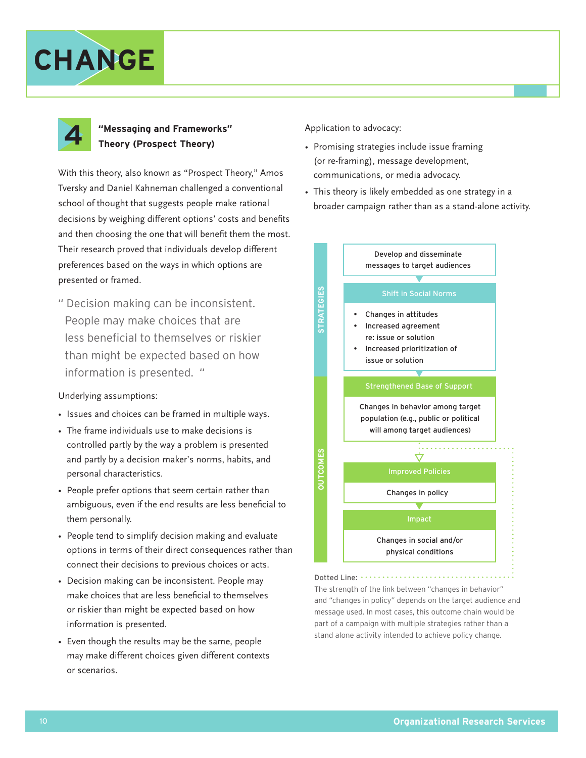# CHANGE

## 4 "Messaging and Frameworks" Theory (Prospect Theory)

With this theory, also known as "Prospect Theory," Amos Tversky and Daniel Kahneman challenged a conventional school of thought that suggests people make rational decisions by weighing different options' costs and benefits and then choosing the one that will benefit them the most. Their research proved that individuals develop different preferences based on the ways in which options are presented or framed.

> " Decision making can be inconsistent. People may make choices that are less beneficial to themselves or riskier than might be expected based on how information is presented. "

Underlying assumptions:

- Issues and choices can be framed in multiple ways.
- The frame individuals use to make decisions is controlled partly by the way a problem is presented and partly by a decision maker's norms, habits, and personal characteristics.
- People prefer options that seem certain rather than ambiguous, even if the end results are less beneficial to them personally.
- People tend to simplify decision making and evaluate options in terms of their direct consequences rather than connect their decisions to previous choices or acts.
- Decision making can be inconsistent. People may make choices that are less beneficial to themselves or riskier than might be expected based on how information is presented.
- Even though the results may be the same, people may make different choices given different contexts or scenarios.

Application to advocacy:

- Promising strategies include issue framing (or re-framing), message development, communications, or media advocacy.
- This theory is likely embedded as one strategy in a broader campaign rather than as a stand-alone activity.

**STRATEGIES**

Develop and disseminate messages to target audiences

**Shift in Social Norms**

- Changes in attitudes
- Increased agreement re: issue or solution
- Increased prioritization of issue or solution

**OUTCOMES**

**Strengthened Base of Support**

Changes in behavior among target population (e.g., public or political will among target audiences)

**Improved Policies**

Changes in policy

**Impact**

Changes in social and/or physical conditions

Dotted Line:
The strength of the link between "changes in behavior" and "changes in policy" depends on the target audience and message used. In most cases, this outcome chain would be part of a campaign with multiple strategies rather than a stand alone activity intended to achieve policy change.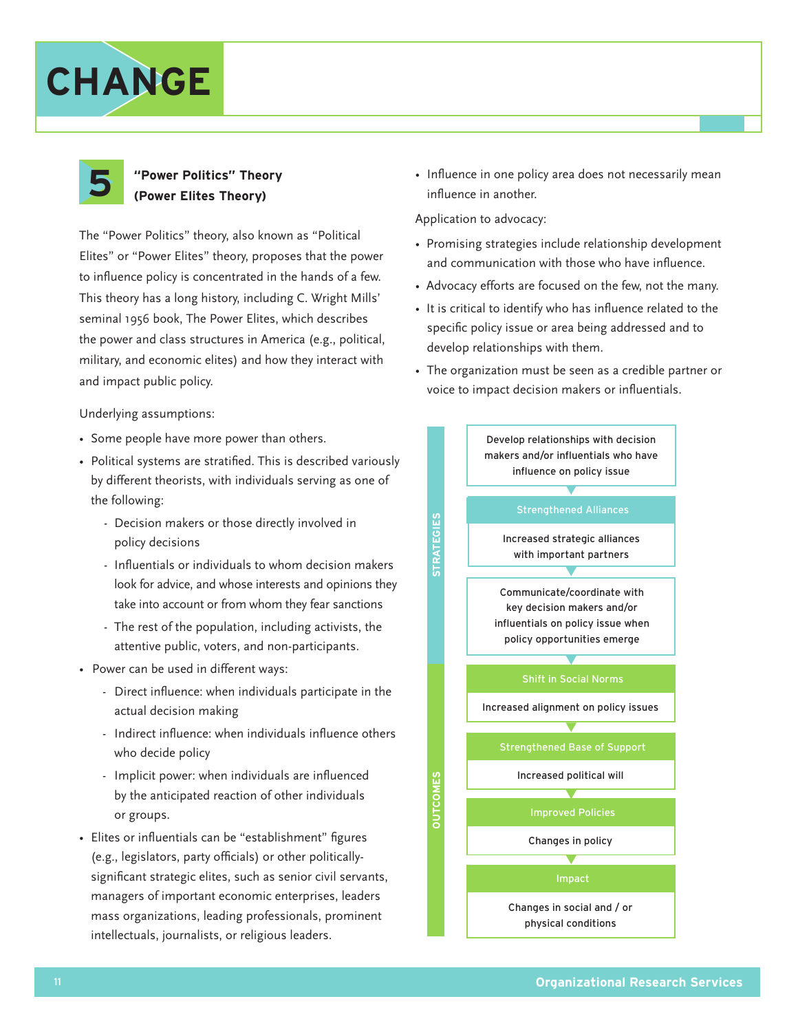# CHANGE

## 5 "Power Politics" Theory (Power Elites Theory)

The "Power Politics" theory, also known as "Political Elites" or "Power Elites" theory, proposes that the power to influence policy is concentrated in the hands of a few. This theory has a long history, including C. Wright Mills' seminal 1956 book, The Power Elites, which describes the power and class structures in America (e.g., political, military, and economic elites) and how they interact with and impact public policy.

Underlying assumptions:

- Some people have more power than others.
- Political systems are stratified. This is described variously by different theorists, with individuals serving as one of the following:
  - Decision makers or those directly involved in policy decisions
  - Influentials or individuals to whom decision makers look for advice, and whose interests and opinions they take into account or from whom they fear sanctions
  - The rest of the population, including activists, the attentive public, voters, and non-participants.
- Power can be used in different ways:
  - Direct influence: when individuals participate in the actual decision making
  - Indirect influence: when individuals influence others who decide policy
  - Implicit power: when individuals are influenced by the anticipated reaction of other individuals or groups.
- Elites or influentials can be "establishment" figures (e.g., legislators, party officials) or other politically-significant strategic elites, such as senior civil servants, managers of important economic enterprises, leaders mass organizations, leading professionals, prominent intellectuals, journalists, or religious leaders.
- Influence in one policy area does not necessarily mean influence in another.

Application to advocacy:

- Promising strategies include relationship development and communication with those who have influence.
- Advocacy efforts are focused on the few, not the many.
- It is critical to identify who has influence related to the specific policy issue or area being addressed and to develop relationships with them.
- The organization must be seen as a credible partner or voice to impact decision makers or influentials.

**STRATEGIES**

- Develop relationships with decision makers and/or influentials who have influence on policy issue
- **Strengthened Alliances**: Increased strategic alliances with important partners
- Communicate/coordinate with key decision makers and/or influentials on policy issue when policy opportunities emerge

**OUTCOMES**

- **Shift in Social Norms**: Increased alignment on policy issues
- **Strengthened Base of Support**: Increased political will
- **Improved Policies**: Changes in policy
- **Impact**: Changes in social and / or physical conditions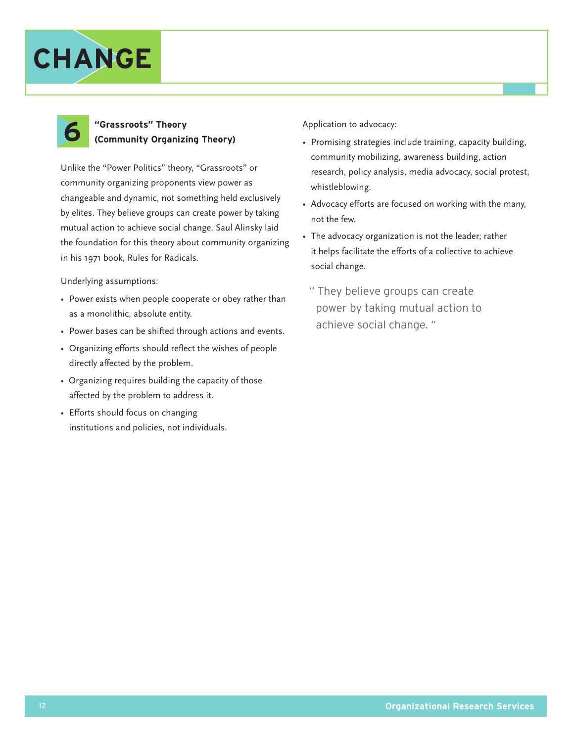# CHANGE

## 6 "Grassroots" Theory (Community Organizing Theory)

Unlike the "Power Politics" theory, "Grassroots" or community organizing proponents view power as changeable and dynamic, not something held exclusively by elites. They believe groups can create power by taking mutual action to achieve social change. Saul Alinsky laid the foundation for this theory about community organizing in his 1971 book, Rules for Radicals.

Underlying assumptions:

- Power exists when people cooperate or obey rather than as a monolithic, absolute entity.
- Power bases can be shifted through actions and events.
- Organizing efforts should reflect the wishes of people directly affected by the problem.
- Organizing requires building the capacity of those affected by the problem to address it.
- Efforts should focus on changing institutions and policies, not individuals.

Application to advocacy:

- Promising strategies include training, capacity building, community mobilizing, awareness building, action research, policy analysis, media advocacy, social protest, whistleblowing.
- Advocacy efforts are focused on working with the many, not the few.
- The advocacy organization is not the leader; rather it helps facilitate the efforts of a collective to achieve social change.

> " They believe groups can create power by taking mutual action to achieve social change. "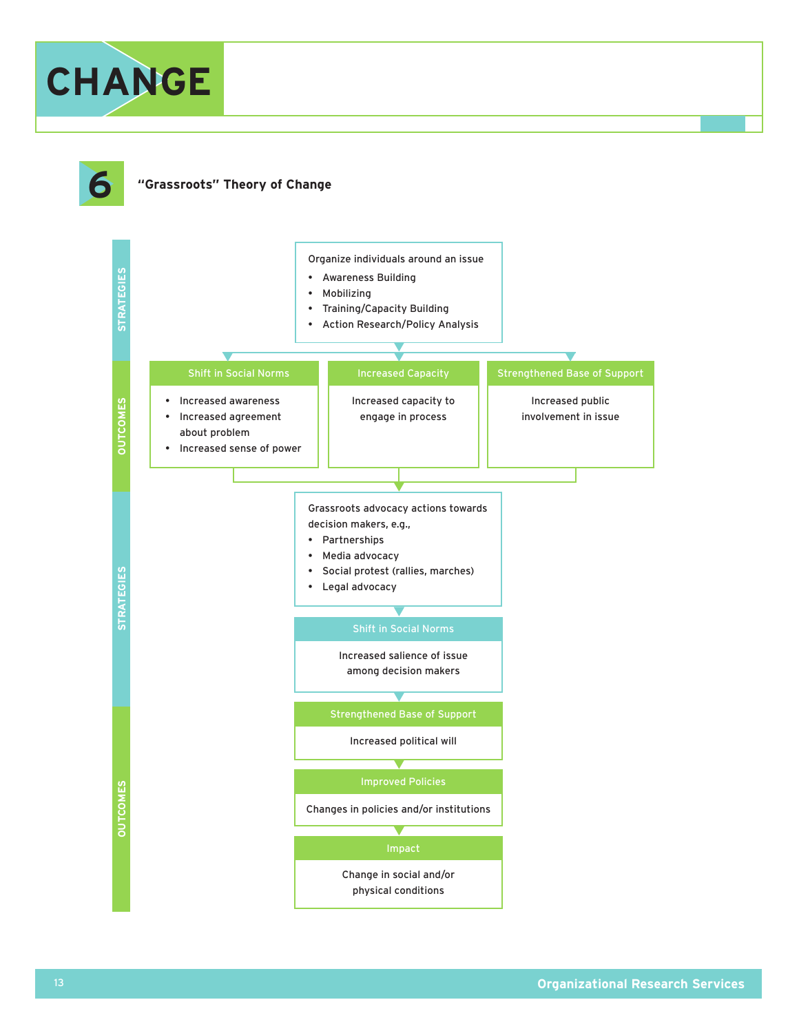# CHANGE

## 6 "Grassroots" Theory of Change

### STRATEGIES

Organize individuals around an issue

- Awareness Building
- Mobilizing
- Training/Capacity Building
- Action Research/Policy Analysis

### OUTCOMES

**Shift in Social Norms**

- Increased awareness
- Increased agreement about problem
- Increased sense of power

**Increased Capacity**

Increased capacity to engage in process

**Strengthened Base of Support**

Increased public involvement in issue

### STRATEGIES

Grassroots advocacy actions towards decision makers, e.g.,

- Partnerships
- Media advocacy
- Social protest (rallies, marches)
- Legal advocacy

**Shift in Social Norms**

Increased salience of issue among decision makers

### OUTCOMES

**Strengthened Base of Support**

Increased political will

**Improved Policies**

Changes in policies and/or institutions

**Impact**

Change in social and/or physical conditions

Organizational Research Services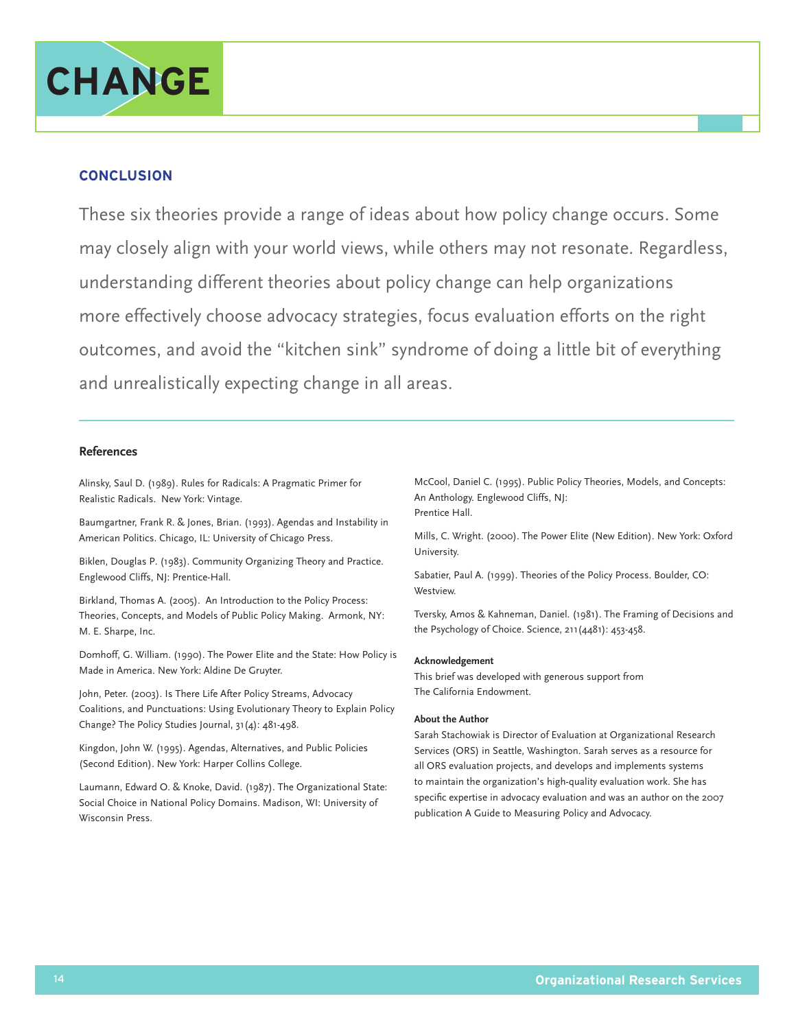## CONCLUSION

These six theories provide a range of ideas about how policy change occurs. Some may closely align with your world views, while others may not resonate. Regardless, understanding different theories about policy change can help organizations more effectively choose advocacy strategies, focus evaluation efforts on the right outcomes, and avoid the "kitchen sink" syndrome of doing a little bit of everything and unrealistically expecting change in all areas.

---

### References

Alinsky, Saul D. (1989). Rules for Radicals: A Pragmatic Primer for Realistic Radicals. New York: Vintage.

Baumgartner, Frank R. & Jones, Brian. (1993). Agendas and Instability in American Politics. Chicago, IL: University of Chicago Press.

Biklen, Douglas P. (1983). Community Organizing Theory and Practice. Englewood Cliffs, NJ: Prentice-Hall.

Birkland, Thomas A. (2005). An Introduction to the Policy Process: Theories, Concepts, and Models of Public Policy Making. Armonk, NY: M. E. Sharpe, Inc.

Domhoff, G. William. (1990). The Power Elite and the State: How Policy is Made in America. New York: Aldine De Gruyter.

John, Peter. (2003). Is There Life After Policy Streams, Advocacy Coalitions, and Punctuations: Using Evolutionary Theory to Explain Policy Change? The Policy Studies Journal, 31(4): 481-498.

Kingdon, John W. (1995). Agendas, Alternatives, and Public Policies (Second Edition). New York: Harper Collins College.

Laumann, Edward O. & Knoke, David. (1987). The Organizational State: Social Choice in National Policy Domains. Madison, WI: University of Wisconsin Press.

McCool, Daniel C. (1995). Public Policy Theories, Models, and Concepts: An Anthology. Englewood Cliffs, NJ: Prentice Hall.

Mills, C. Wright. (2000). The Power Elite (New Edition). New York: Oxford University.

Sabatier, Paul A. (1999). Theories of the Policy Process. Boulder, CO: Westview.

Tversky, Amos & Kahneman, Daniel. (1981). The Framing of Decisions and the Psychology of Choice. Science, 211(4481): 453-458.

**Acknowledgement**

This brief was developed with generous support from The California Endowment.

**About the Author**

Sarah Stachowiak is Director of Evaluation at Organizational Research Services (ORS) in Seattle, Washington. Sarah serves as a resource for all ORS evaluation projects, and develops and implements systems to maintain the organization's high-quality evaluation work. She has specific expertise in advocacy evaluation and was an author on the 2007 publication A Guide to Measuring Policy and Advocacy.